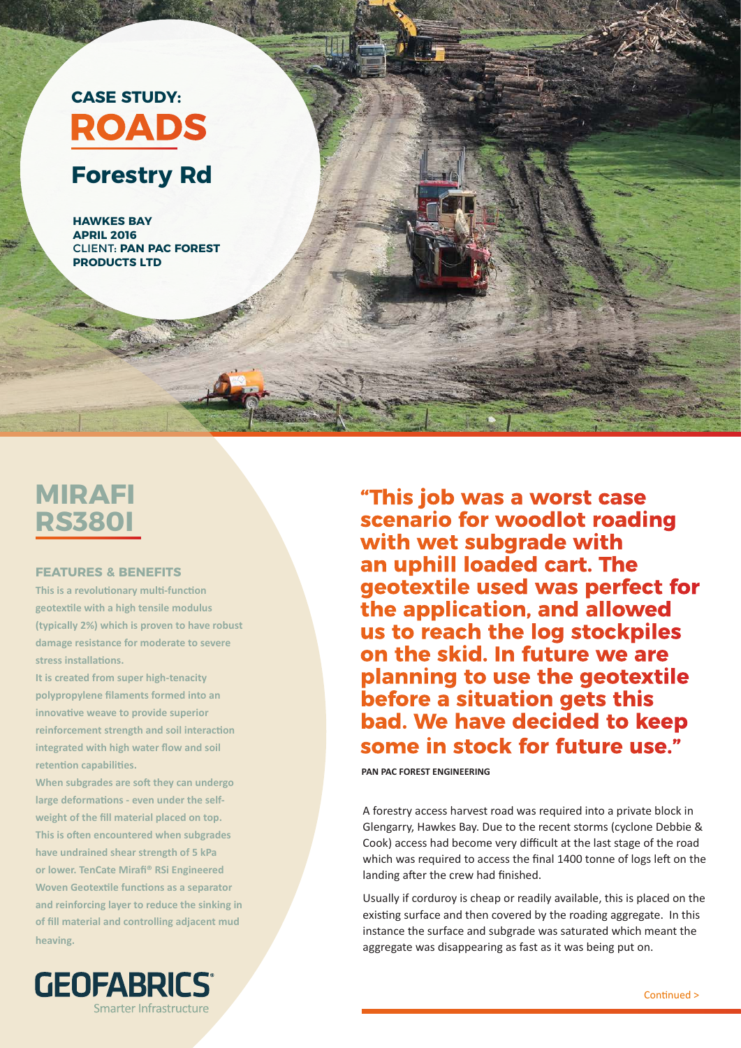CASE STUDY:

# ROADS

## Forestry Rd

**HAWKES BAY**
**APRIL 2016**
CLIENT: **PAN PAC FOREST PRODUCTS LTD**

## MIRAFI RS380I

### FEATURES & BENEFITS

This is a revolutionary multi-function geotextile with a high tensile modulus (typically 2%) which is proven to have robust damage resistance for moderate to severe stress installations.

It is created from super high-tenacity polypropylene filaments formed into an innovative weave to provide superior reinforcement strength and soil interaction integrated with high water flow and soil retention capabilities.

When subgrades are soft they can undergo large deformations - even under the self-weight of the fill material placed on top. This is often encountered when subgrades have undrained shear strength of 5 kPa or lower. TenCate Mirafi® RSi Engineered Woven Geotextile functions as a separator and reinforcing layer to reduce the sinking in of fill material and controlling adjacent mud heaving.

GEOFABRICS®
Smarter Infrastructure

**"This job was a worst case scenario for woodlot roading with wet subgrade with an uphill loaded cart. The geotextile used was perfect for the application, and allowed us to reach the log stockpiles on the skid. In future we are planning to use the geotextile before a situation gets this bad. We have decided to keep some in stock for future use."**

**PAN PAC FOREST ENGINEERING**

A forestry access harvest road was required into a private block in Glengarry, Hawkes Bay. Due to the recent storms (cyclone Debbie & Cook) access had become very difficult at the last stage of the road which was required to access the final 1400 tonne of logs left on the landing after the crew had finished.

Usually if corduroy is cheap or readily available, this is placed on the existing surface and then covered by the roading aggregate. In this instance the surface and subgrade was saturated which meant the aggregate was disappearing as fast as it was being put on.

Continued >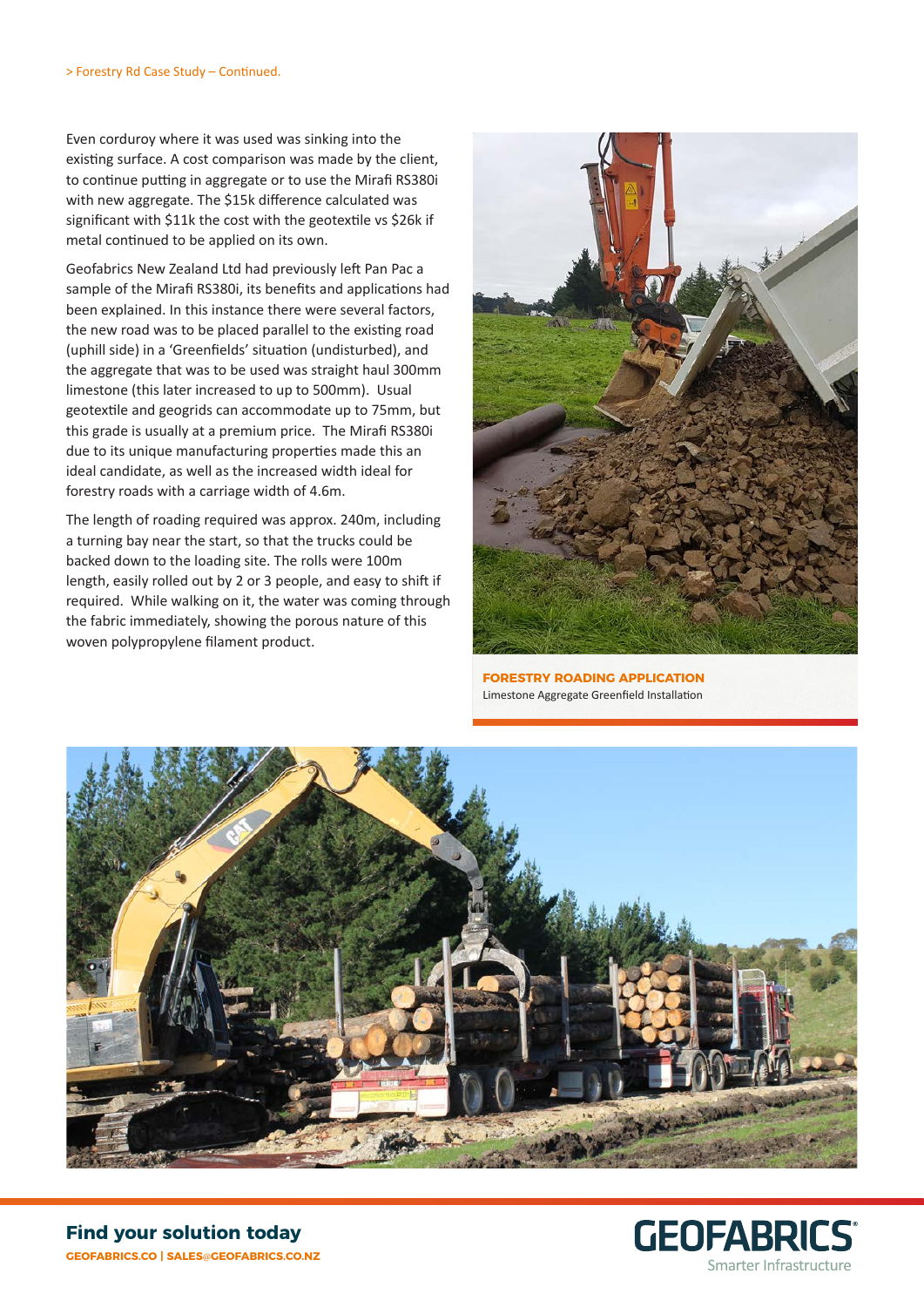> Forestry Rd Case Study – Continued.

Even corduroy where it was used was sinking into the existing surface. A cost comparison was made by the client, to continue putting in aggregate or to use the Mirafi RS380i with new aggregate. The $15k difference calculated was significant with $11k the cost with the geotextile vs $26k if metal continued to be applied on its own.

Geofabrics New Zealand Ltd had previously left Pan Pac a sample of the Mirafi RS380i, its benefits and applications had been explained. In this instance there were several factors, the new road was to be placed parallel to the existing road (uphill side) in a 'Greenfields' situation (undisturbed), and the aggregate that was to be used was straight haul 300mm limestone (this later increased to up to 500mm). Usual geotextile and geogrids can accommodate up to 75mm, but this grade is usually at a premium price. The Mirafi RS380i due to its unique manufacturing properties made this an ideal candidate, as well as the increased width ideal for forestry roads with a carriage width of 4.6m.

The length of roading required was approx. 240m, including a turning bay near the start, so that the trucks could be backed down to the loading site. The rolls were 100m length, easily rolled out by 2 or 3 people, and easy to shift if required. While walking on it, the water was coming through the fabric immediately, showing the porous nature of this woven polypropylene filament product.

**FORESTRY ROADING APPLICATION**
Limestone Aggregate Greenfield Installation

**Find your solution today**

**GEOFABRICS.CO | SALES@GEOFABRICS.CO.NZ**

GEOFABRICS
Smarter Infrastructure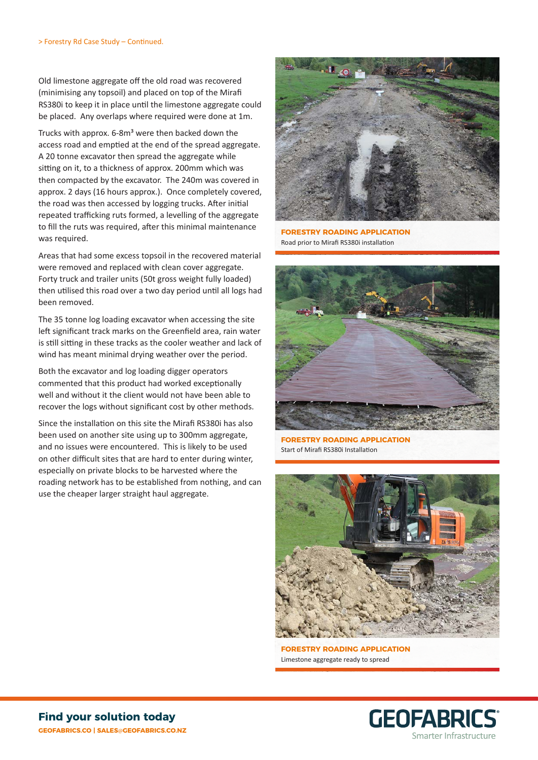> Forestry Rd Case Study – Continued.

Old limestone aggregate off the old road was recovered (minimising any topsoil) and placed on top of the Mirafi RS380i to keep it in place until the limestone aggregate could be placed. Any overlaps where required were done at 1m.

Trucks with approx. 6-8m$^3$ were then backed down the access road and emptied at the end of the spread aggregate. A 20 tonne excavator then spread the aggregate while sitting on it, to a thickness of approx. 200mm which was then compacted by the excavator. The 240m was covered in approx. 2 days (16 hours approx.). Once completely covered, the road was then accessed by logging trucks. After initial repeated trafficking ruts formed, a levelling of the aggregate to fill the ruts was required, after this minimal maintenance was required.

Areas that had some excess topsoil in the recovered material were removed and replaced with clean cover aggregate. Forty truck and trailer units (50t gross weight fully loaded) then utilised this road over a two day period until all logs had been removed.

The 35 tonne log loading excavator when accessing the site left significant track marks on the Greenfield area, rain water is still sitting in these tracks as the cooler weather and lack of wind has meant minimal drying weather over the period.

Both the excavator and log loading digger operators commented that this product had worked exceptionally well and without it the client would not have been able to recover the logs without significant cost by other methods.

Since the installation on this site the Mirafi RS380i has also been used on another site using up to 300mm aggregate, and no issues were encountered. This is likely to be used on other difficult sites that are hard to enter during winter, especially on private blocks to be harvested where the roading network has to be established from nothing, and can use the cheaper larger straight haul aggregate.

**FORESTRY ROADING APPLICATION**
Road prior to Mirafi RS380i installation

**FORESTRY ROADING APPLICATION**
Start of Mirafi RS380i Installation

**FORESTRY ROADING APPLICATION**
Limestone aggregate ready to spread

**Find your solution today**

**GEOFABRICS.CO | SALES@GEOFABRICS.CO.NZ**

GEOFABRICS® Smarter Infrastructure